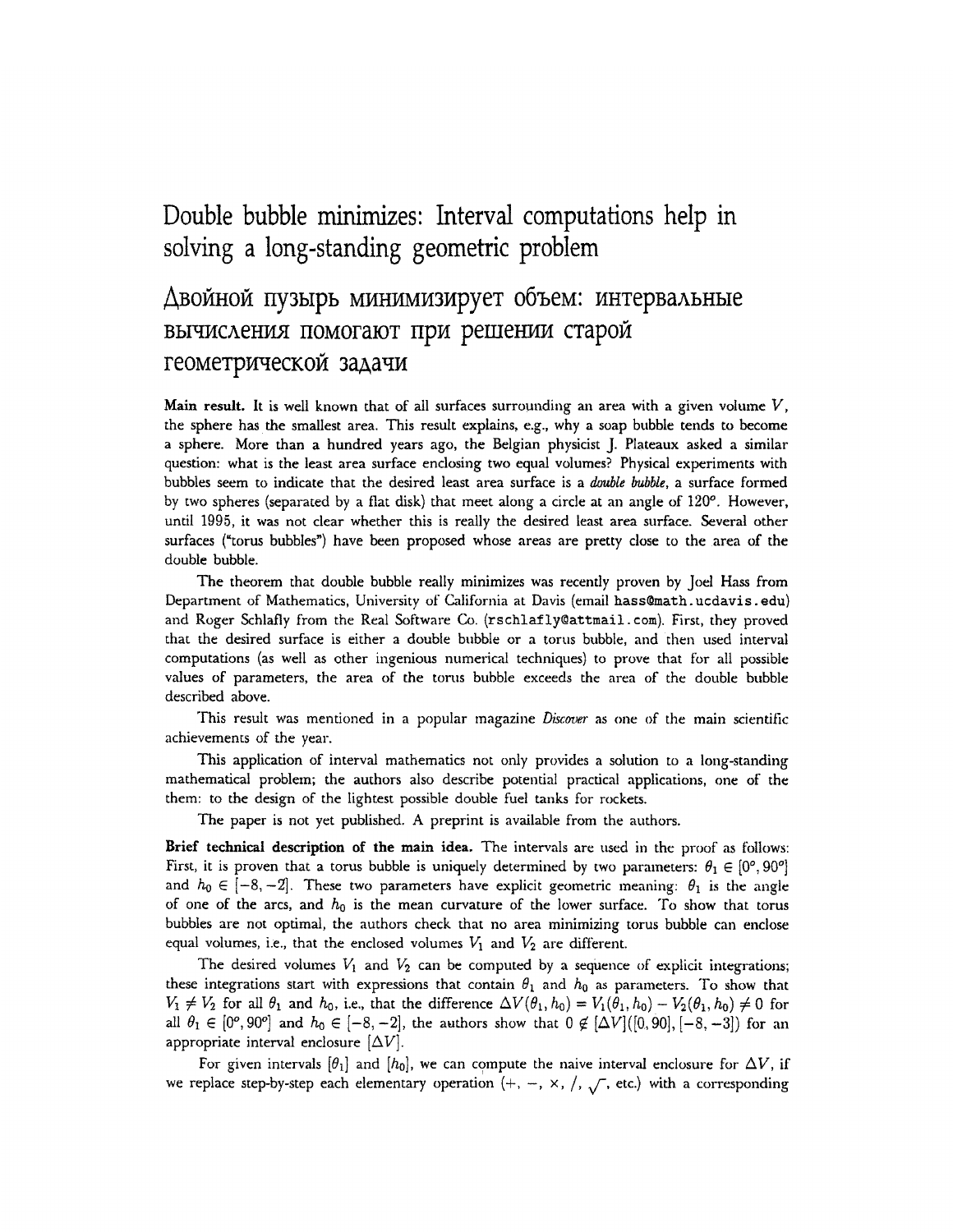# Double bubble minimizes: Interval computations help in solving a long-standing geometric problem

# Двойной пузырь минимизирует объем: интервальные вычисления помогают при решении старой геометрической задачи

**Main result.** It is well known that of all surfaces surrounding an area with a given volume $V$, the sphere has the smallest area. This result explains, e.g., why a soap bubble tends to become a sphere. More than a hundred years ago, the Belgian physicist J. Plateaux asked a similar question: what is the least area surface enclosing two equal volumes? Physical experiments with bubbles seem to indicate that the desired least area surface is a *double bubble*, a surface formed by two spheres (separated by a flat disk) that meet along a circle at an angle of 120°. However, until 1995, it was not clear whether this is really the desired least area surface. Several other surfaces ("torus bubbles") have been proposed whose areas are pretty close to the area of the double bubble.

The theorem that double bubble really minimizes was recently proven by Joel Hass from Department of Mathematics, University of California at Davis (email `hass@math.ucdavis.edu`) and Roger Schlafly from the Real Software Co. (`rschlafly@attmail.com`). First, they proved that the desired surface is either a double bubble or a torus bubble, and then used interval computations (as well as other ingenious numerical techniques) to prove that for all possible values of parameters, the area of the torus bubble exceeds the area of the double bubble described above.

This result was mentioned in a popular magazine *Discover* as one of the main scientific achievements of the year.

This application of interval mathematics not only provides a solution to a long-standing mathematical problem; the authors also describe potential practical applications, one of the them: to the design of the lightest possible double fuel tanks for rockets.

The paper is not yet published. A preprint is available from the authors.

**Brief technical description of the main idea.** The intervals are used in the proof as follows: First, it is proven that a torus bubble is uniquely determined by two parameters: $\theta_1 \in [0^\circ, 90^\circ]$ and $h_0 \in [-8, -2]$. These two parameters have explicit geometric meaning: $\theta_1$ is the angle of one of the arcs, and $h_0$ is the mean curvature of the lower surface. To show that torus bubbles are not optimal, the authors check that no area minimizing torus bubble can enclose equal volumes, i.e., that the enclosed volumes $V_1$ and $V_2$ are different.

The desired volumes $V_1$ and $V_2$ can be computed by a sequence of explicit integrations; these integrations start with expressions that contain $\theta_1$ and $h_0$ as parameters. To show that $V_1 \neq V_2$ for all $\theta_1$ and $h_0$, i.e., that the difference $\Delta V(\theta_1, h_0) = V_1(\theta_1, h_0) - V_2(\theta_1, h_0) \neq 0$ for all $\theta_1 \in [0^\circ, 90^\circ]$ and $h_0 \in [-8, -2]$, the authors show that $0 \notin [\Delta V]([0, 90], [-8, -3])$ for an appropriate interval enclosure $[\Delta V]$.

For given intervals $[\theta_1]$ and $[h_0]$, we can compute the naive interval enclosure for $\Delta V$, if we replace step-by-step each elementary operation ($+$, $-$, $\times$, $/$, $\sqrt{\ }$, etc.) with a corresponding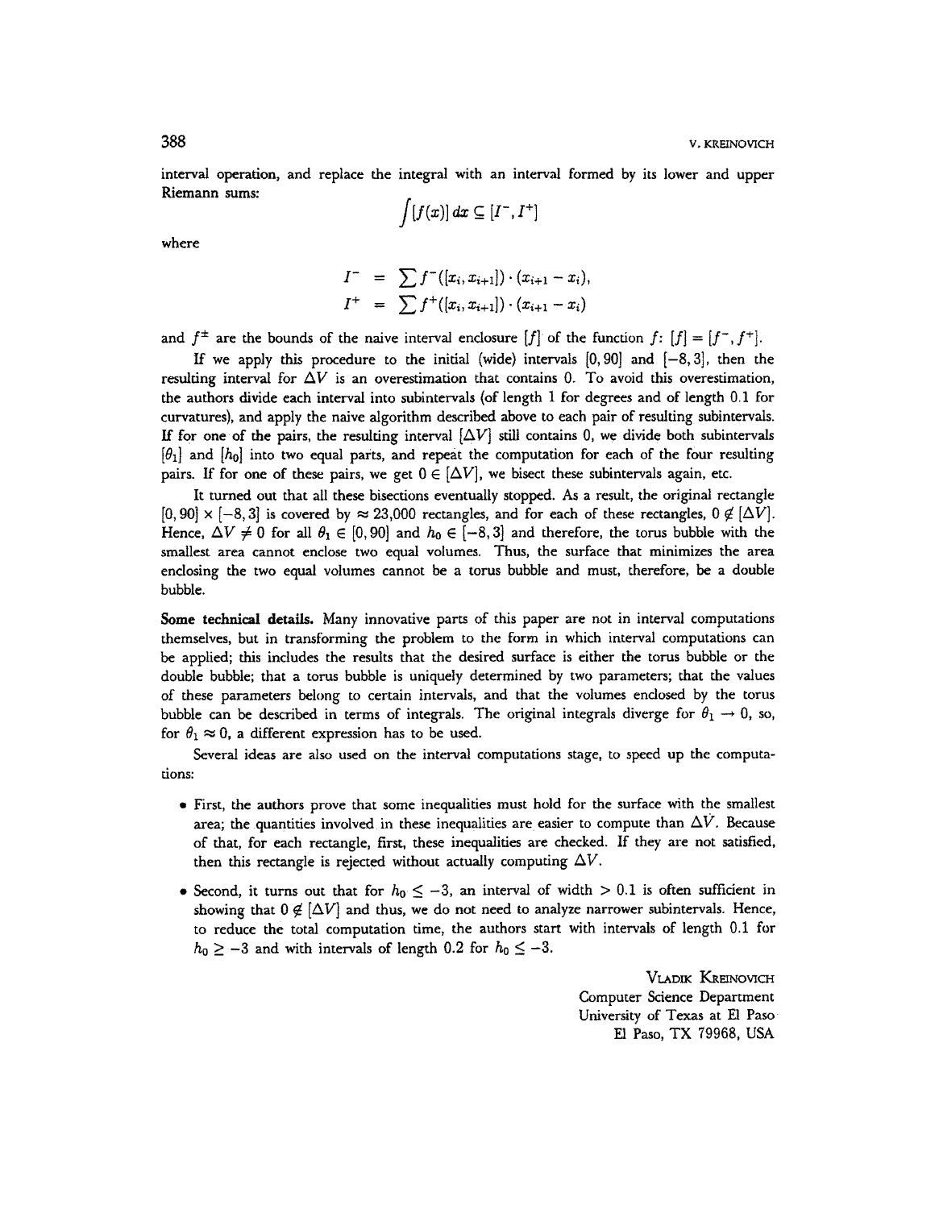interval operation, and replace the integral with an interval formed by its lower and upper Riemann sums:

$$\int [f(x)]\, dx \subseteq [I^-, I^+]$$

where

$$I^- = \sum f^-([x_i, x_{i+1}]) \cdot (x_{i+1} - x_i),$$
$$I^+ = \sum f^+([x_i, x_{i+1}]) \cdot (x_{i+1} - x_i)$$

and $f^\pm$ are the bounds of the naive interval enclosure $[f]$ of the function $f$: $[f] = [f^-, f^+]$.

If we apply this procedure to the initial (wide) intervals $[0, 90]$ and $[-8, 3]$, then the resulting interval for $\Delta V$ is an overestimation that contains 0. To avoid this overestimation, the authors divide each interval into subintervals (of length 1 for degrees and of length 0.1 for curvatures), and apply the naive algorithm described above to each pair of resulting subintervals. If for one of the pairs, the resulting interval $[\Delta V]$ still contains 0, we divide both subintervals $[\theta_1]$ and $[h_0]$ into two equal parts, and repeat the computation for each of the four resulting pairs. If for one of these pairs, we get $0 \in [\Delta V]$, we bisect these subintervals again, etc.

It turned out that all these bisections eventually stopped. As a result, the original rectangle $[0, 90] \times [-8, 3]$ is covered by $\approx 23{,}000$ rectangles, and for each of these rectangles, $0 \notin [\Delta V]$. Hence, $\Delta V \neq 0$ for all $\theta_1 \in [0, 90]$ and $h_0 \in [-8, 3]$ and therefore, the torus bubble with the smallest area cannot enclose two equal volumes. Thus, the surface that minimizes the area enclosing the two equal volumes cannot be a torus bubble and must, therefore, be a double bubble.

**Some technical details.** Many innovative parts of this paper are not in interval computations themselves, but in transforming the problem to the form in which interval computations can be applied; this includes the results that the desired surface is either the torus bubble or the double bubble; that a torus bubble is uniquely determined by two parameters; that the values of these parameters belong to certain intervals, and that the volumes enclosed by the torus bubble can be described in terms of integrals. The original integrals diverge for $\theta_1 \to 0$, so, for $\theta_1 \approx 0$, a different expression has to be used.

Several ideas are also used on the interval computations stage, to speed up the computations:

- First, the authors prove that some inequalities must hold for the surface with the smallest area; the quantities involved in these inequalities are easier to compute than $\Delta V$. Because of that, for each rectangle, first, these inequalities are checked. If they are not satisfied, then this rectangle is rejected without actually computing $\Delta V$.
- Second, it turns out that for $h_0 \leq -3$, an interval of width $> 0.1$ is often sufficient in showing that $0 \notin [\Delta V]$ and thus, we do not need to analyze narrower subintervals. Hence, to reduce the total computation time, the authors start with intervals of length 0.1 for $h_0 \geq -3$ and with intervals of length 0.2 for $h_0 \leq -3$.

VLADIK KREINOVICH
Computer Science Department
University of Texas at El Paso
El Paso, TX 79968, USA